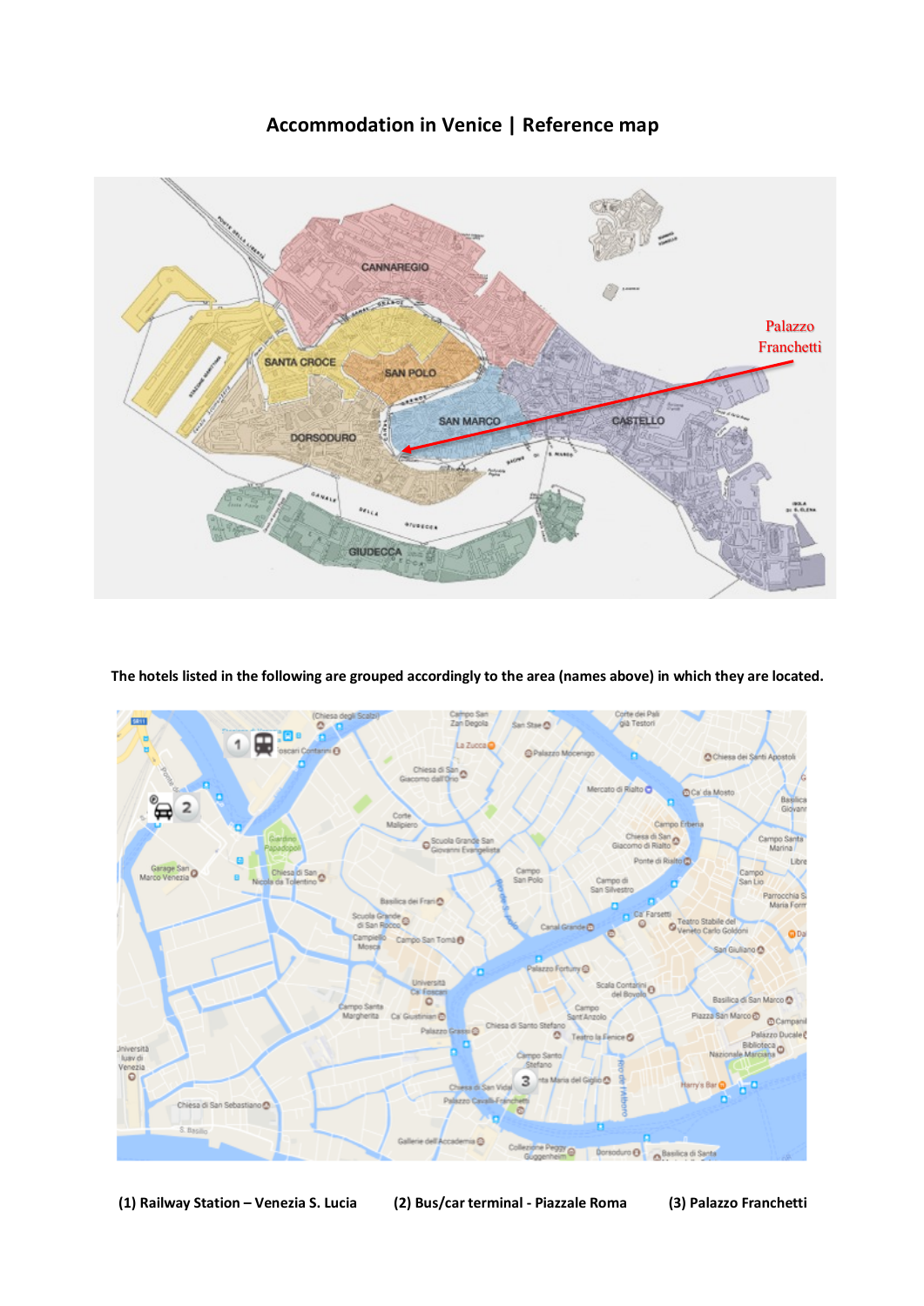# Accommodation in Venice | Reference map

**The hotels listed in the following are grouped accordingly to the area (names above) in which they are located.**

**(1) Railway Station – Venezia S. Lucia** **(2) Bus/car terminal - Piazzale Roma** **(3) Palazzo Franchetti**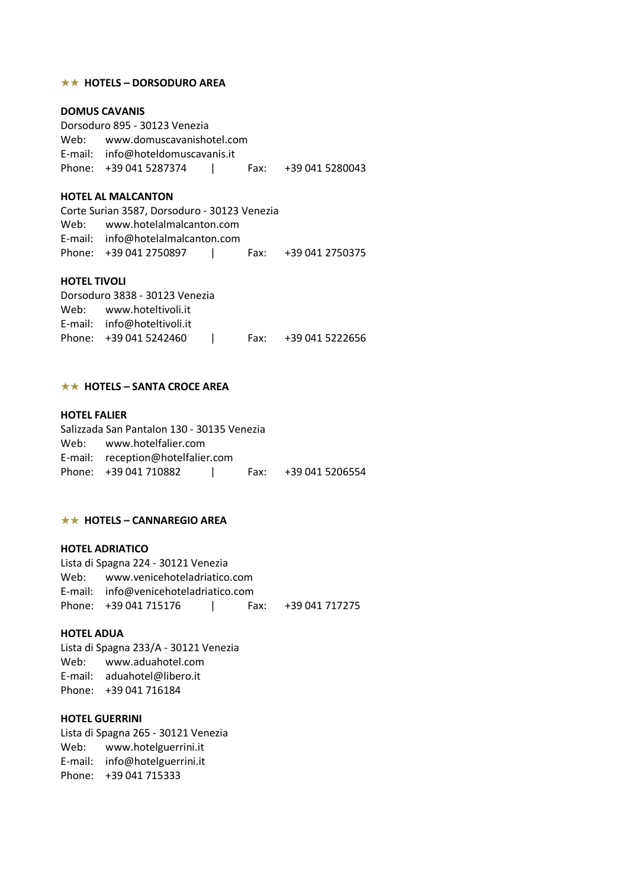## ★★ HOTELS – DORSODURO AREA

### DOMUS CAVANIS

Dorsoduro 895 - 30123 Venezia
Web: www.domuscavanishotel.com
E-mail: info@hoteldomuscavanis.it
Phone: +39 041 5287374 | Fax: +39 041 5280043

### HOTEL AL MALCANTON

Corte Surian 3587, Dorsoduro - 30123 Venezia
Web: www.hotelalmalcanton.com
E-mail: info@hotelalmalcanton.com
Phone: +39 041 2750897 | Fax: +39 041 2750375

### HOTEL TIVOLI

Dorsoduro 3838 - 30123 Venezia
Web: www.hoteltivoli.it
E-mail: info@hoteltivoli.it
Phone: +39 041 5242460 | Fax: +39 041 5222656

## ★★ HOTELS – SANTA CROCE AREA

### HOTEL FALIER

Salizzada San Pantalon 130 - 30135 Venezia
Web: www.hotelfalier.com
E-mail: reception@hotelfalier.com
Phone: +39 041 710882 | Fax: +39 041 5206554

## ★★ HOTELS – CANNAREGIO AREA

### HOTEL ADRIATICO

Lista di Spagna 224 - 30121 Venezia
Web: www.venicehoteladriatico.com
E-mail: info@venicehoteladriatico.com
Phone: +39 041 715176 | Fax: +39 041 717275

### HOTEL ADUA

Lista di Spagna 233/A - 30121 Venezia
Web: www.aduahotel.com
E-mail: aduahotel@libero.it
Phone: +39 041 716184

### HOTEL GUERRINI

Lista di Spagna 265 - 30121 Venezia
Web: www.hotelguerrini.it
E-mail: info@hotelguerrini.it
Phone: +39 041 715333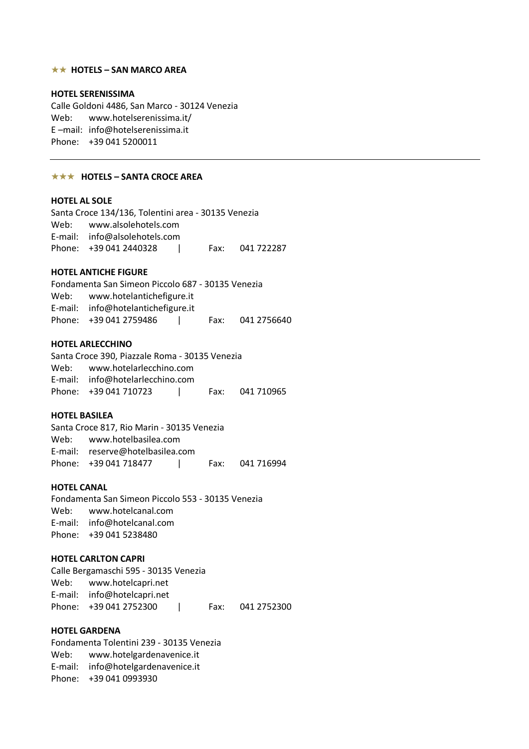### ★★ HOTELS – SAN MARCO AREA

**HOTEL SERENISSIMA**
Calle Goldoni 4486, San Marco - 30124 Venezia
Web: www.hotelserenissima.it/
E –mail: info@hotelserenissima.it
Phone: +39 041 5200011

---

### ★★★ HOTELS – SANTA CROCE AREA

**HOTEL AL SOLE**
Santa Croce 134/136, Tolentini area - 30135 Venezia
Web: www.alsolehotels.com
E-mail: info@alsolehotels.com
Phone: +39 041 2440328 | Fax: 041 722287

**HOTEL ANTICHE FIGURE**
Fondamenta San Simeon Piccolo 687 - 30135 Venezia
Web: www.hotelantichefigure.it
E-mail: info@hotelantichefigure.it
Phone: +39 041 2759486 | Fax: 041 2756640

**HOTEL ARLECCHINO**
Santa Croce 390, Piazzale Roma - 30135 Venezia
Web: www.hotelarlecchino.com
E-mail: info@hotelarlecchino.com
Phone: +39 041 710723 | Fax: 041 710965

**HOTEL BASILEA**
Santa Croce 817, Rio Marin - 30135 Venezia
Web: www.hotelbasilea.com
E-mail: reserve@hotelbasilea.com
Phone: +39 041 718477 | Fax: 041 716994

**HOTEL CANAL**
Fondamenta San Simeon Piccolo 553 - 30135 Venezia
Web: www.hotelcanal.com
E-mail: info@hotelcanal.com
Phone: +39 041 5238480

**HOTEL CARLTON CAPRI**
Calle Bergamaschi 595 - 30135 Venezia
Web: www.hotelcapri.net
E-mail: info@hotelcapri.net
Phone: +39 041 2752300 | Fax: 041 2752300

**HOTEL GARDENA**
Fondamenta Tolentini 239 - 30135 Venezia
Web: www.hotelgardenavenice.it
E-mail: info@hotelgardenavenice.it
Phone: +39 041 0993930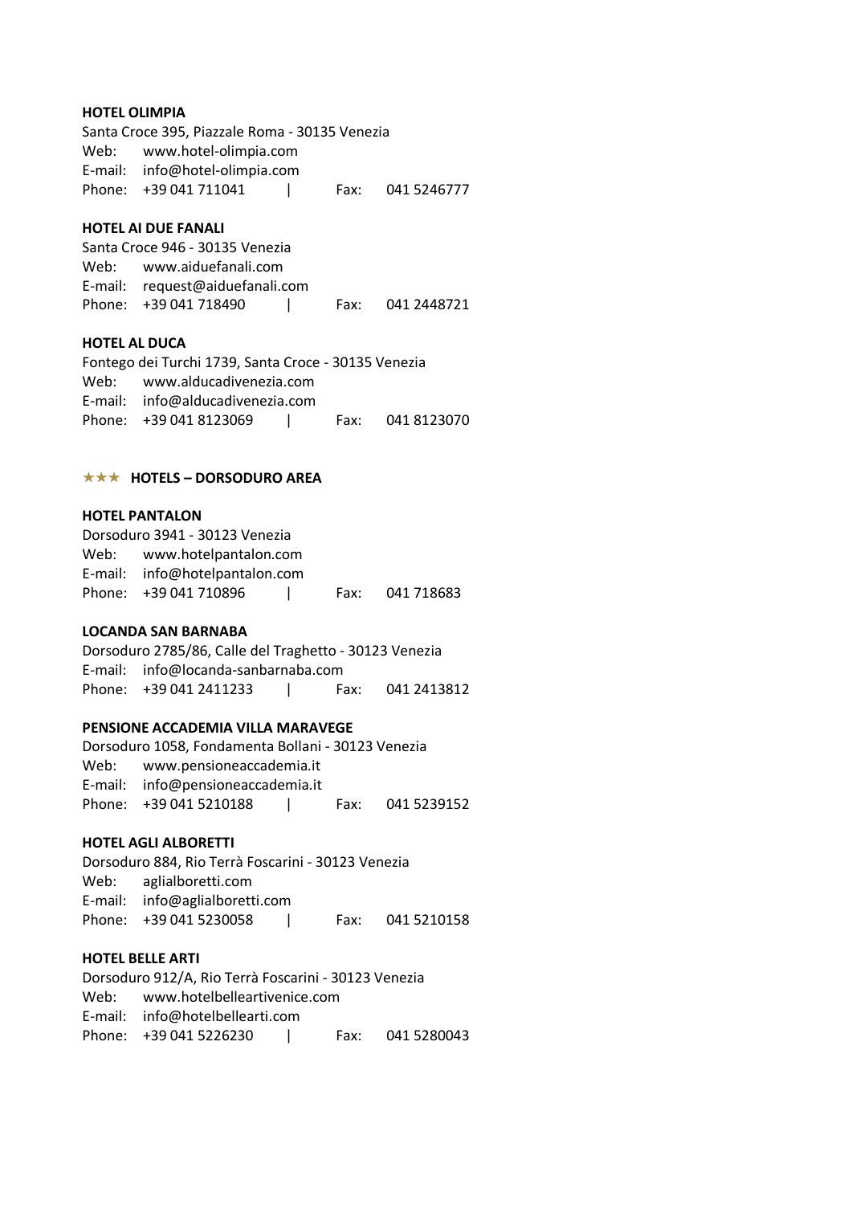**HOTEL OLIMPIA**

Santa Croce 395, Piazzale Roma - 30135 Venezia
Web: www.hotel-olimpia.com
E-mail: info@hotel-olimpia.com
Phone: +39 041 711041 | Fax: 041 5246777

**HOTEL AI DUE FANALI**

Santa Croce 946 - 30135 Venezia
Web: www.aiduefanali.com
E-mail: request@aiduefanali.com
Phone: +39 041 718490 | Fax: 041 2448721

**HOTEL AL DUCA**

Fontego dei Turchi 1739, Santa Croce - 30135 Venezia
Web: www.alducadivenezia.com
E-mail: info@alducadivenezia.com
Phone: +39 041 8123069 | Fax: 041 8123070

## ★★★ HOTELS – DORSODURO AREA

**HOTEL PANTALON**

Dorsoduro 3941 - 30123 Venezia
Web: www.hotelpantalon.com
E-mail: info@hotelpantalon.com
Phone: +39 041 710896 | Fax: 041 718683

**LOCANDA SAN BARNABA**

Dorsoduro 2785/86, Calle del Traghetto - 30123 Venezia
E-mail: info@locanda-sanbarnaba.com
Phone: +39 041 2411233 | Fax: 041 2413812

**PENSIONE ACCADEMIA VILLA MARAVEGE**

Dorsoduro 1058, Fondamenta Bollani - 30123 Venezia
Web: www.pensioneaccademia.it
E-mail: info@pensioneaccademia.it
Phone: +39 041 5210188 | Fax: 041 5239152

**HOTEL AGLI ALBORETTI**

Dorsoduro 884, Rio Terrà Foscarini - 30123 Venezia
Web: aglialboretti.com
E-mail: info@aglialboretti.com
Phone: +39 041 5230058 | Fax: 041 5210158

**HOTEL BELLE ARTI**

Dorsoduro 912/A, Rio Terrà Foscarini - 30123 Venezia
Web: www.hotelbelleartivenice.com
E-mail: info@hotelbellearti.com
Phone: +39 041 5226230 | Fax: 041 5280043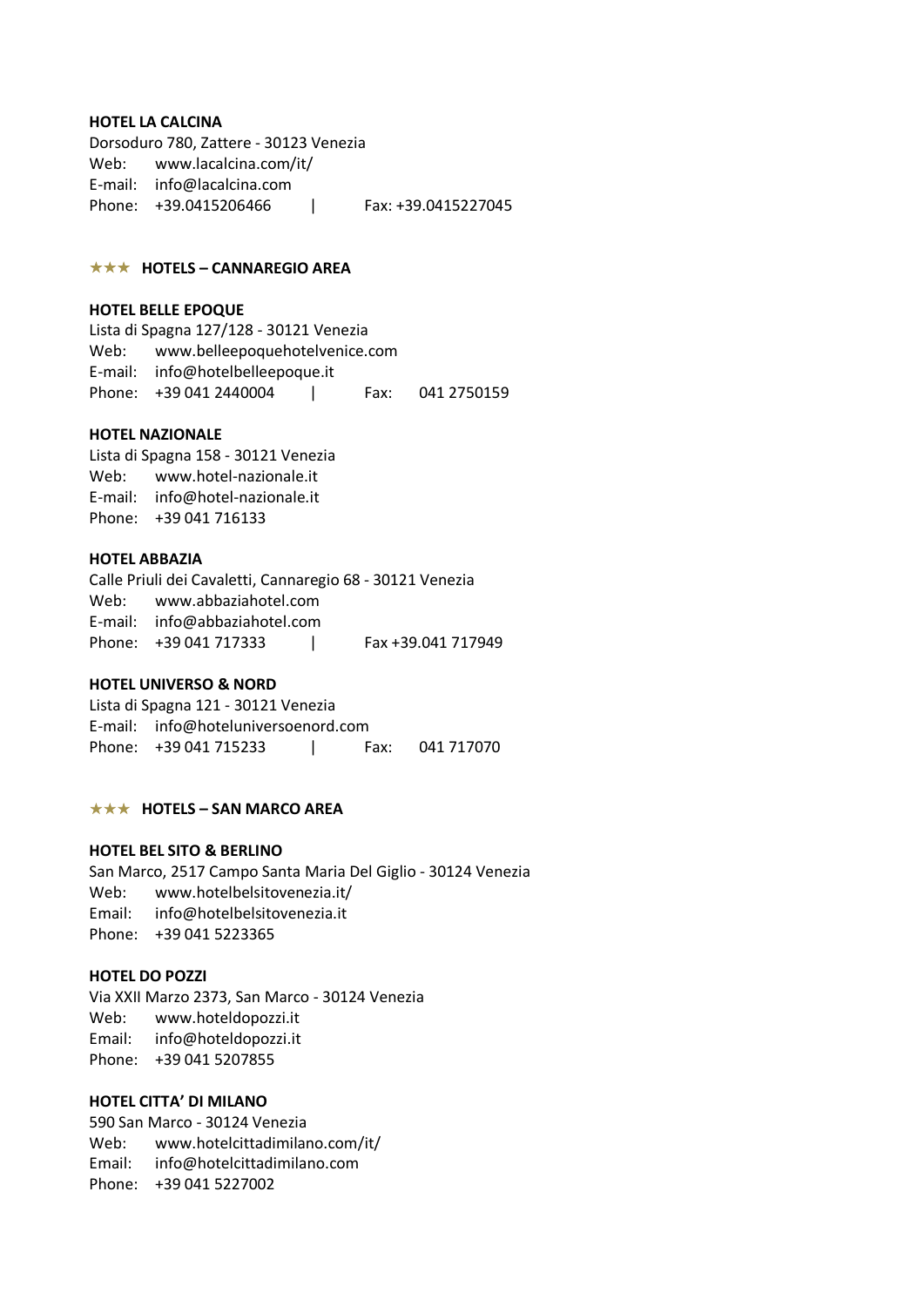**HOTEL LA CALCINA**
Dorsoduro 780, Zattere - 30123 Venezia
Web: www.lacalcina.com/it/
E-mail: info@lacalcina.com
Phone: +39.0415206466 | Fax: +39.0415227045

## ★★★ HOTELS – CANNAREGIO AREA

**HOTEL BELLE EPOQUE**
Lista di Spagna 127/128 - 30121 Venezia
Web: www.belleepoquehotelvenice.com
E-mail: info@hotelbelleepoque.it
Phone: +39 041 2440004 | Fax: 041 2750159

**HOTEL NAZIONALE**
Lista di Spagna 158 - 30121 Venezia
Web: www.hotel-nazionale.it
E-mail: info@hotel-nazionale.it
Phone: +39 041 716133

**HOTEL ABBAZIA**
Calle Priuli dei Cavaletti, Cannaregio 68 - 30121 Venezia
Web: www.abbaziahotel.com
E-mail: info@abbaziahotel.com
Phone: +39 041 717333 | Fax +39.041 717949

**HOTEL UNIVERSO & NORD**
Lista di Spagna 121 - 30121 Venezia
E-mail: info@hoteluniversoenord.com
Phone: +39 041 715233 | Fax: 041 717070

## ★★★ HOTELS – SAN MARCO AREA

**HOTEL BEL SITO & BERLINO**
San Marco, 2517 Campo Santa Maria Del Giglio - 30124 Venezia
Web: www.hotelbelsitovenezia.it/
Email: info@hotelbelsitovenezia.it
Phone: +39 041 5223365

**HOTEL DO POZZI**
Via XXII Marzo 2373, San Marco - 30124 Venezia
Web: www.hoteldopozzi.it
Email: info@hoteldopozzi.it
Phone: +39 041 5207855

**HOTEL CITTA' DI MILANO**
590 San Marco - 30124 Venezia
Web: www.hotelcittadimilano.com/it/
Email: info@hotelcittadimilano.com
Phone: +39 041 5227002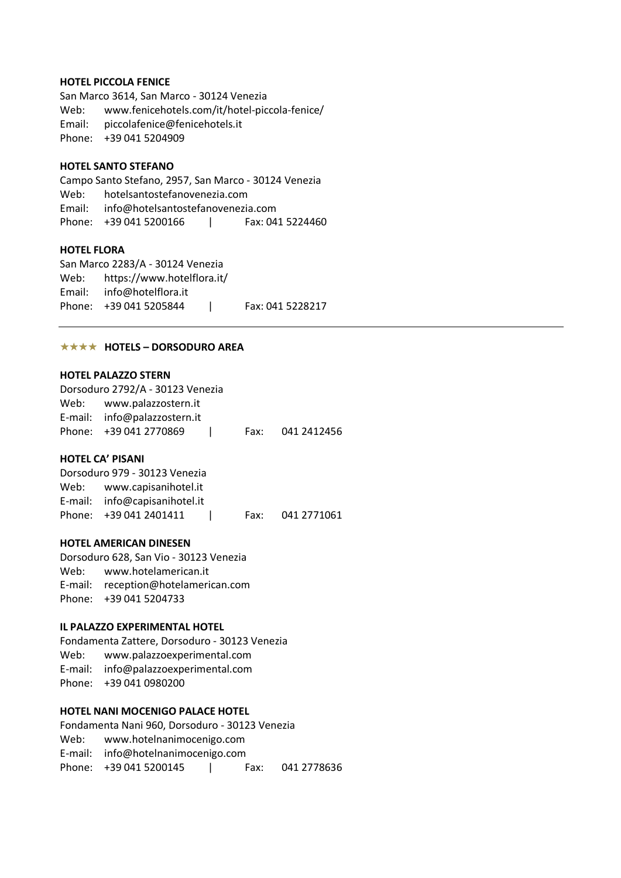**HOTEL PICCOLA FENICE**

San Marco 3614, San Marco - 30124 Venezia
Web: www.fenicehotels.com/it/hotel-piccola-fenice/
Email: piccolafenice@fenicehotels.it
Phone: +39 041 5204909

**HOTEL SANTO STEFANO**

Campo Santo Stefano, 2957, San Marco - 30124 Venezia
Web: hotelsantostefanovenezia.com
Email: info@hotelsantostefanovenezia.com
Phone: +39 041 5200166 | Fax: 041 5224460

**HOTEL FLORA**

San Marco 2283/A - 30124 Venezia
Web: https://www.hotelflora.it/
Email: info@hotelflora.it
Phone: +39 041 5205844 | Fax: 041 5228217

---

## ★★★★ HOTELS – DORSODURO AREA

**HOTEL PALAZZO STERN**

Dorsoduro 2792/A - 30123 Venezia
Web: www.palazzostern.it
E-mail: info@palazzostern.it
Phone: +39 041 2770869 | Fax: 041 2412456

**HOTEL CA' PISANI**

Dorsoduro 979 - 30123 Venezia
Web: www.capisanihotel.it
E-mail: info@capisanihotel.it
Phone: +39 041 2401411 | Fax: 041 2771061

**HOTEL AMERICAN DINESEN**

Dorsoduro 628, San Vio - 30123 Venezia
Web: www.hotelamerican.it
E-mail: reception@hotelamerican.com
Phone: +39 041 5204733

**IL PALAZZO EXPERIMENTAL HOTEL**

Fondamenta Zattere, Dorsoduro - 30123 Venezia
Web: www.palazzoexperimental.com
E-mail: info@palazzoexperimental.com
Phone: +39 041 0980200

**HOTEL NANI MOCENIGO PALACE HOTEL**

Fondamenta Nani 960, Dorsoduro - 30123 Venezia
Web: www.hotelnanimocenigo.com
E-mail: info@hotelnanimocenigo.com
Phone: +39 041 5200145 | Fax: 041 2778636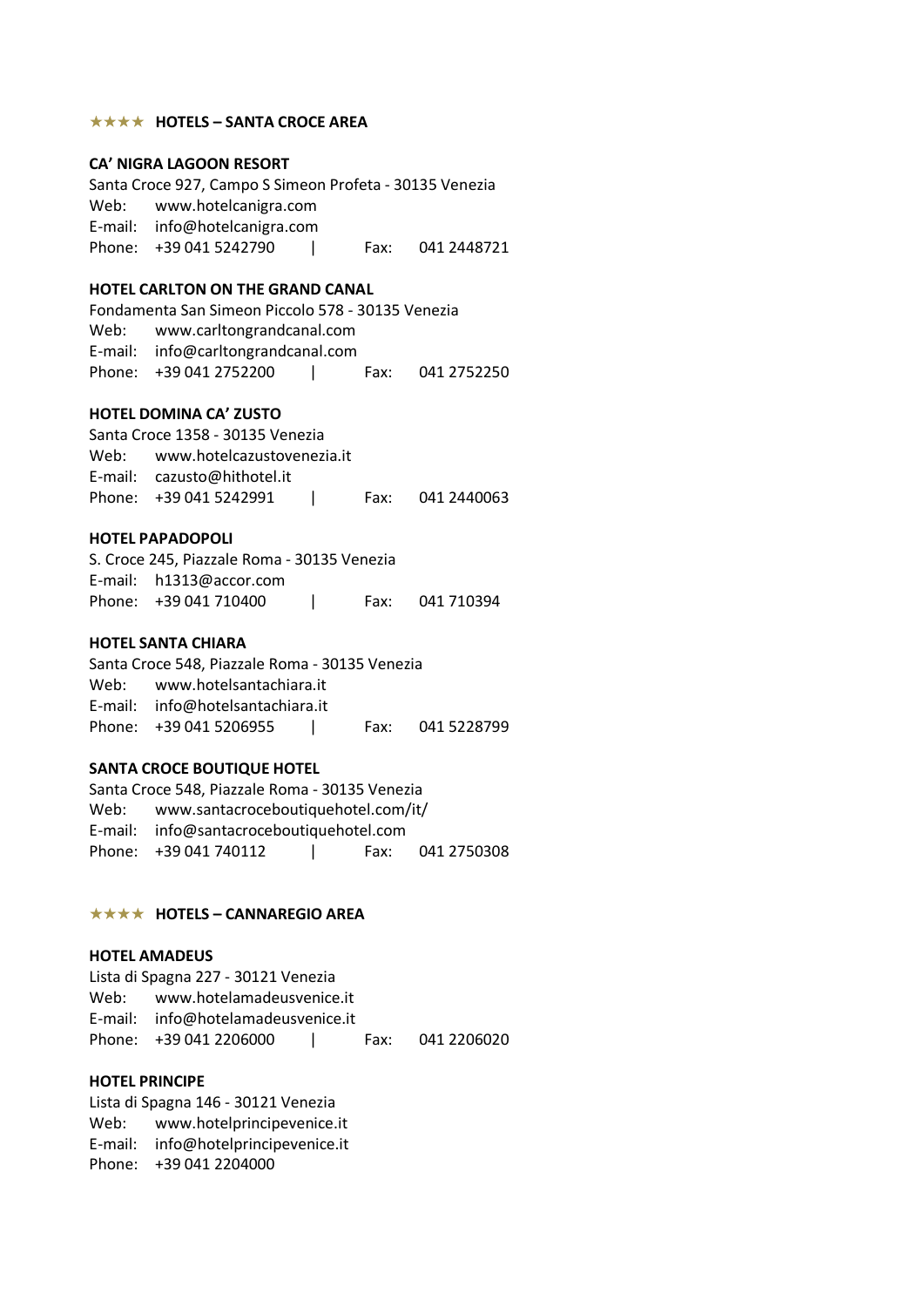## ★★★★ HOTELS – SANTA CROCE AREA

**CA' NIGRA LAGOON RESORT**
Santa Croce 927, Campo S Simeon Profeta - 30135 Venezia
Web: www.hotelcanigra.com
E-mail: info@hotelcanigra.com
Phone: +39 041 5242790 | Fax: 041 2448721

**HOTEL CARLTON ON THE GRAND CANAL**
Fondamenta San Simeon Piccolo 578 - 30135 Venezia
Web: www.carltongrandcanal.com
E-mail: info@carltongrandcanal.com
Phone: +39 041 2752200 | Fax: 041 2752250

**HOTEL DOMINA CA' ZUSTO**
Santa Croce 1358 - 30135 Venezia
Web: www.hotelcazustovenezia.it
E-mail: cazusto@hithotel.it
Phone: +39 041 5242991 | Fax: 041 2440063

**HOTEL PAPADOPOLI**
S. Croce 245, Piazzale Roma - 30135 Venezia
E-mail: h1313@accor.com
Phone: +39 041 710400 | Fax: 041 710394

**HOTEL SANTA CHIARA**
Santa Croce 548, Piazzale Roma - 30135 Venezia
Web: www.hotelsantachiara.it
E-mail: info@hotelsantachiara.it
Phone: +39 041 5206955 | Fax: 041 5228799

**SANTA CROCE BOUTIQUE HOTEL**
Santa Croce 548, Piazzale Roma - 30135 Venezia
Web: www.santacroceboutiquehotel.com/it/
E-mail: info@santacroceboutiquehotel.com
Phone: +39 041 740112 | Fax: 041 2750308

## ★★★★ HOTELS – CANNAREGIO AREA

**HOTEL AMADEUS**
Lista di Spagna 227 - 30121 Venezia
Web: www.hotelamadeusvenice.it
E-mail: info@hotelamadeusvenice.it
Phone: +39 041 2206000 | Fax: 041 2206020

**HOTEL PRINCIPE**
Lista di Spagna 146 - 30121 Venezia
Web: www.hotelprincipevenice.it
E-mail: info@hotelprincipevenice.it
Phone: +39 041 2204000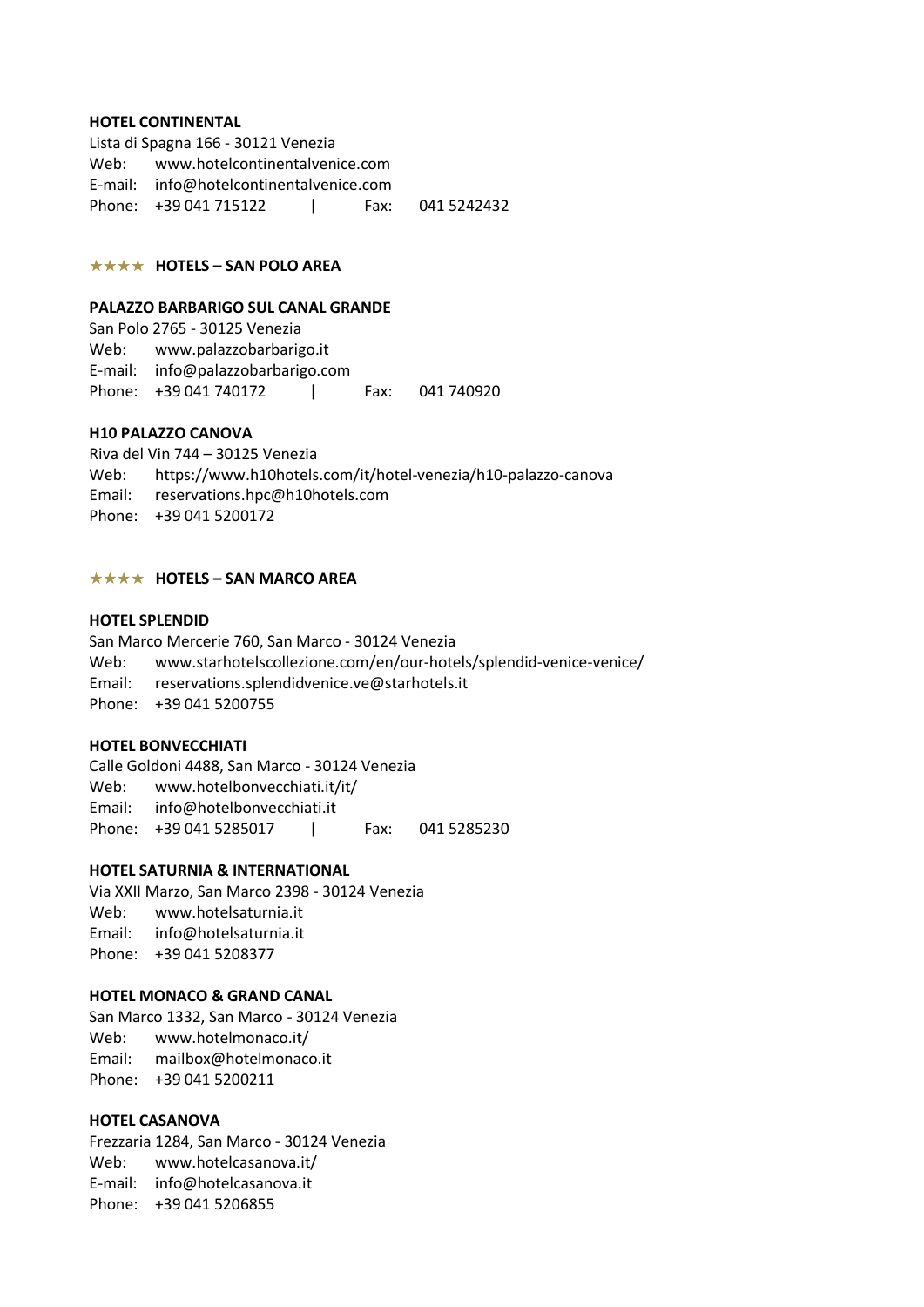**HOTEL CONTINENTAL**

Lista di Spagna 166 - 30121 Venezia
Web: www.hotelcontinentalvenice.com
E-mail: info@hotelcontinentalvenice.com
Phone: +39 041 715122 | Fax: 041 5242432

## ★★★★ HOTELS – SAN POLO AREA

**PALAZZO BARBARIGO SUL CANAL GRANDE**

San Polo 2765 - 30125 Venezia
Web: www.palazzobarbarigo.it
E-mail: info@palazzobarbarigo.com
Phone: +39 041 740172 | Fax: 041 740920

**H10 PALAZZO CANOVA**

Riva del Vin 744 – 30125 Venezia
Web: https://www.h10hotels.com/it/hotel-venezia/h10-palazzo-canova
Email: reservations.hpc@h10hotels.com
Phone: +39 041 5200172

## ★★★★ HOTELS – SAN MARCO AREA

**HOTEL SPLENDID**

San Marco Mercerie 760, San Marco - 30124 Venezia
Web: www.starhotelscollezione.com/en/our-hotels/splendid-venice-venice/
Email: reservations.splendidvenice.ve@starhotels.it
Phone: +39 041 5200755

**HOTEL BONVECCHIATI**

Calle Goldoni 4488, San Marco - 30124 Venezia
Web: www.hotelbonvecchiati.it/it/
Email: info@hotelbonvecchiati.it
Phone: +39 041 5285017 | Fax: 041 5285230

**HOTEL SATURNIA & INTERNATIONAL**

Via XXII Marzo, San Marco 2398 - 30124 Venezia
Web: www.hotelsaturnia.it
Email: info@hotelsaturnia.it
Phone: +39 041 5208377

**HOTEL MONACO & GRAND CANAL**

San Marco 1332, San Marco - 30124 Venezia
Web: www.hotelmonaco.it/
Email: mailbox@hotelmonaco.it
Phone: +39 041 5200211

**HOTEL CASANOVA**

Frezzaria 1284, San Marco - 30124 Venezia
Web: www.hotelcasanova.it/
E-mail: info@hotelcasanova.it
Phone: +39 041 5206855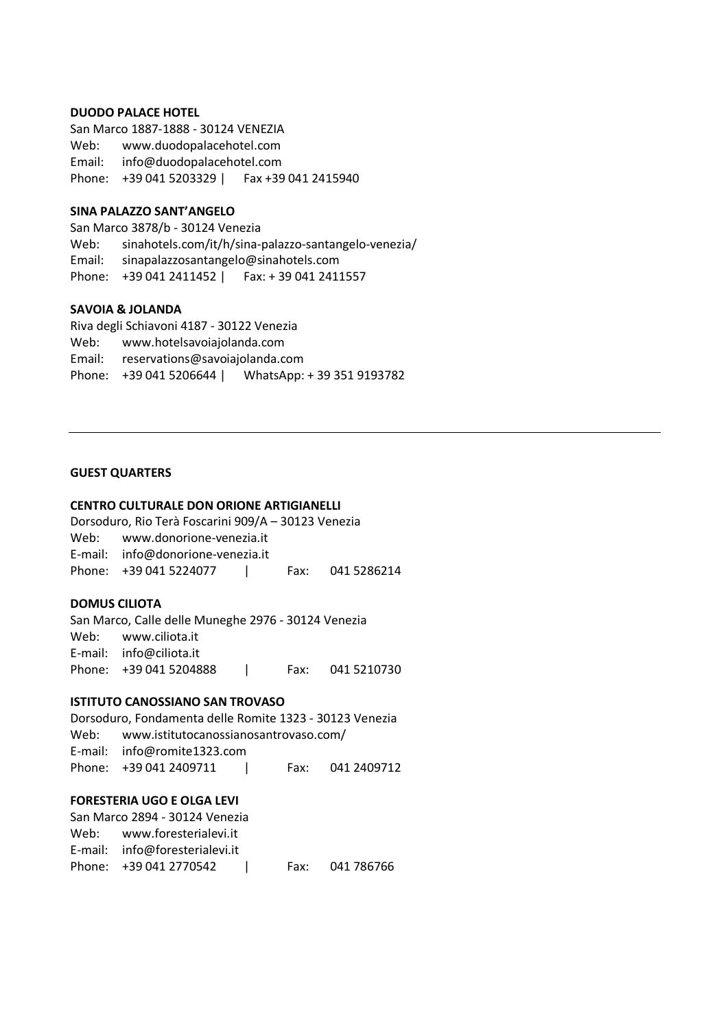**DUODO PALACE HOTEL**

San Marco 1887-1888 - 30124 VENEZIA
Web: www.duodopalacehotel.com
Email: info@duodopalacehotel.com
Phone: +39 041 5203329 | Fax +39 041 2415940

**SINA PALAZZO SANT'ANGELO**

San Marco 3878/b - 30124 Venezia
Web: sinahotels.com/it/h/sina-palazzo-santangelo-venezia/
Email: sinapalazzosantangelo@sinahotels.com
Phone: +39 041 2411452 | Fax: + 39 041 2411557

**SAVOIA & JOLANDA**

Riva degli Schiavoni 4187 - 30122 Venezia
Web: www.hotelsavoiajolanda.com
Email: reservations@savoiajolanda.com
Phone: +39 041 5206644 | WhatsApp: + 39 351 9193782

---

**GUEST QUARTERS**

**CENTRO CULTURALE DON ORIONE ARTIGIANELLI**

Dorsoduro, Rio Terà Foscarini 909/A – 30123 Venezia
Web: www.donorione-venezia.it
E-mail: info@donorione-venezia.it
Phone: +39 041 5224077 | Fax: 041 5286214

**DOMUS CILIOTA**

San Marco, Calle delle Muneghe 2976 - 30124 Venezia
Web: www.ciliota.it
E-mail: info@ciliota.it
Phone: +39 041 5204888 | Fax: 041 5210730

**ISTITUTO CANOSSIANO SAN TROVASO**

Dorsoduro, Fondamenta delle Romite 1323 - 30123 Venezia
Web: www.istitutocanossianosantrovaso.com/
E-mail: info@romite1323.com
Phone: +39 041 2409711 | Fax: 041 2409712

**FORESTERIA UGO E OLGA LEVI**

San Marco 2894 - 30124 Venezia
Web: www.foresterialevi.it
E-mail: info@foresterialevi.it
Phone: +39 041 2770542 | Fax: 041 786766